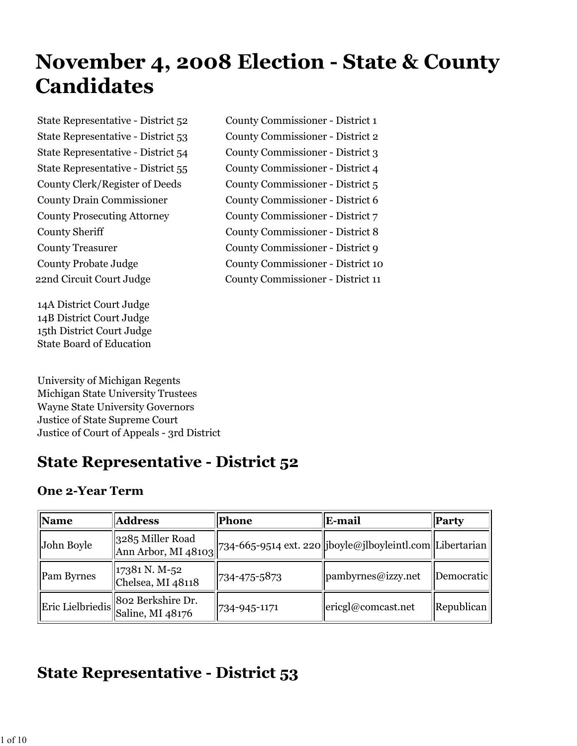# November 4, 2008 Election - State & County Candidates

State Representative - District 52
State Representative - District 53
State Representative - District 54
State Representative - District 55
County Clerk/Register of Deeds
County Drain Commissioner
County Prosecuting Attorney
County Sheriff
County Treasurer
County Probate Judge
22nd Circuit Court Judge

14A District Court Judge
14B District Court Judge
15th District Court Judge
State Board of Education

University of Michigan Regents
Michigan State University Trustees
Wayne State University Governors
Justice of State Supreme Court
Justice of Court of Appeals - 3rd District

County Commissioner - District 1
County Commissioner - District 2
County Commissioner - District 3
County Commissioner - District 4
County Commissioner - District 5
County Commissioner - District 6
County Commissioner - District 7
County Commissioner - District 8
County Commissioner - District 9
County Commissioner - District 10
County Commissioner - District 11

## State Representative - District 52

### One 2-Year Term

| Name | Address | Phone | E-mail | Party |
|---|---|---|---|---|
| John Boyle | 3285 Miller Road Ann Arbor, MI 48103 | 734-665-9514 ext. 220 | jboyle@jlboyleintl.com | Libertarian |
| Pam Byrnes | 17381 N. M-52 Chelsea, MI 48118 | 734-475-5873 | pambyrnes@izzy.net | Democratic |
| Eric Lielbriedis | 802 Berkshire Dr. Saline, MI 48176 | 734-945-1171 | ericgl@comcast.net | Republican |

## State Representative - District 53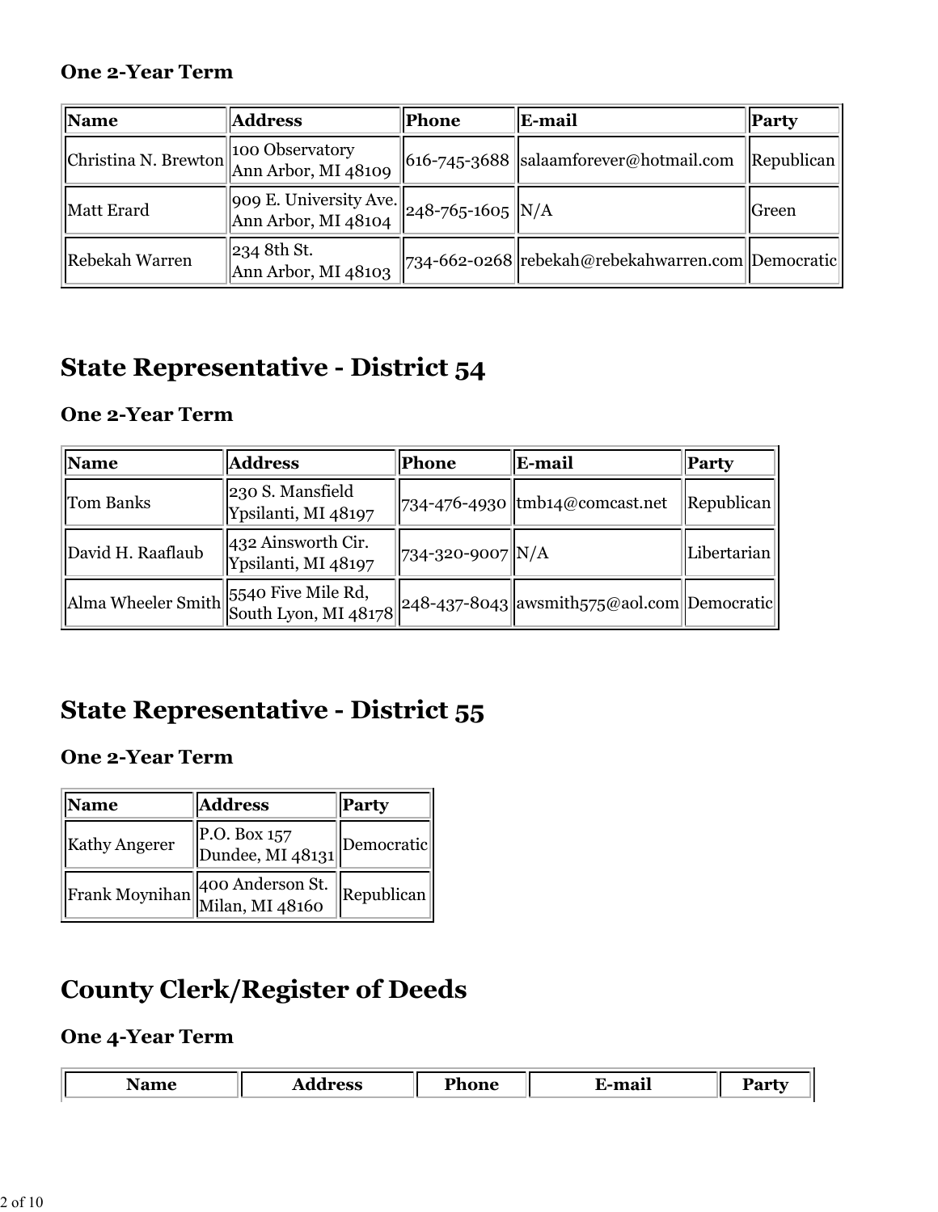### One 2-Year Term

| Name | Address | Phone | E-mail | Party |
| --- | --- | --- | --- | --- |
| Christina N. Brewton | 100 Observatory<br>Ann Arbor, MI 48109 | 616-745-3688 | salaamforever@hotmail.com | Republican |
| Matt Erard | 909 E. University Ave.<br>Ann Arbor, MI 48104 | 248-765-1605 | N/A | Green |
| Rebekah Warren | 234 8th St.<br>Ann Arbor, MI 48103 | 734-662-0268 | rebekah@rebekahwarren.com | Democratic |

## State Representative - District 54

### One 2-Year Term

| Name | Address | Phone | E-mail | Party |
| --- | --- | --- | --- | --- |
| Tom Banks | 230 S. Mansfield<br>Ypsilanti, MI 48197 | 734-476-4930 | tmb14@comcast.net | Republican |
| David H. Raaflaub | 432 Ainsworth Cir.<br>Ypsilanti, MI 48197 | 734-320-9007 | N/A | Libertarian |
| Alma Wheeler Smith | 5540 Five Mile Rd,<br>South Lyon, MI 48178 | 248-437-8043 | awsmith575@aol.com | Democratic |

## State Representative - District 55

### One 2-Year Term

| Name | Address | Party |
| --- | --- | --- |
| Kathy Angerer | P.O. Box 157<br>Dundee, MI 48131 | Democratic |
| Frank Moynihan | 400 Anderson St.<br>Milan, MI 48160 | Republican |

## County Clerk/Register of Deeds

### One 4-Year Term

| Name | Address | Phone | E-mail | Party |
| --- | --- | --- | --- | --- |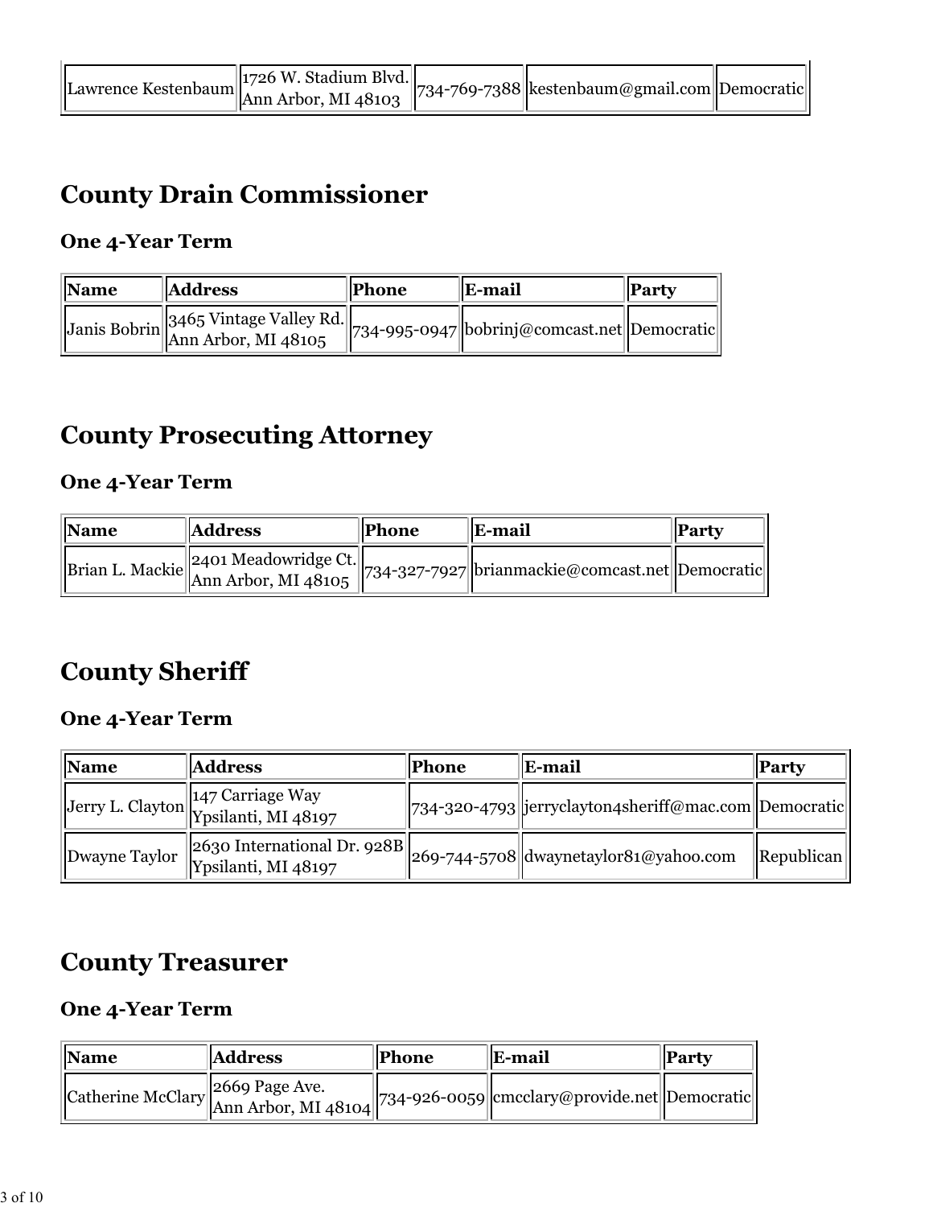| Lawrence Kestenbaum | 1726 W. Stadium Blvd. Ann Arbor, MI 48103 | 734-769-7388 | kestenbaum@gmail.com | Democratic |
|---|---|---|---|---|

## County Drain Commissioner

### One 4-Year Term

| Name | Address | Phone | E-mail | Party |
|---|---|---|---|---|
| Janis Bobrin | 3465 Vintage Valley Rd. Ann Arbor, MI 48105 | 734-995-0947 | bobrinj@comcast.net | Democratic |

## County Prosecuting Attorney

### One 4-Year Term

| Name | Address | Phone | E-mail | Party |
|---|---|---|---|---|
| Brian L. Mackie | 2401 Meadowridge Ct. Ann Arbor, MI 48105 | 734-327-7927 | brianmackie@comcast.net | Democratic |

## County Sheriff

### One 4-Year Term

| Name | Address | Phone | E-mail | Party |
|---|---|---|---|---|
| Jerry L. Clayton | 147 Carriage Way Ypsilanti, MI 48197 | 734-320-4793 | jerryclayton4sheriff@mac.com | Democratic |
| Dwayne Taylor | 2630 International Dr. 928B Ypsilanti, MI 48197 | 269-744-5708 | dwaynetaylor81@yahoo.com | Republican |

## County Treasurer

### One 4-Year Term

| Name | Address | Phone | E-mail | Party |
|---|---|---|---|---|
| Catherine McClary | 2669 Page Ave. Ann Arbor, MI 48104 | 734-926-0059 | cmcclary@provide.net | Democratic |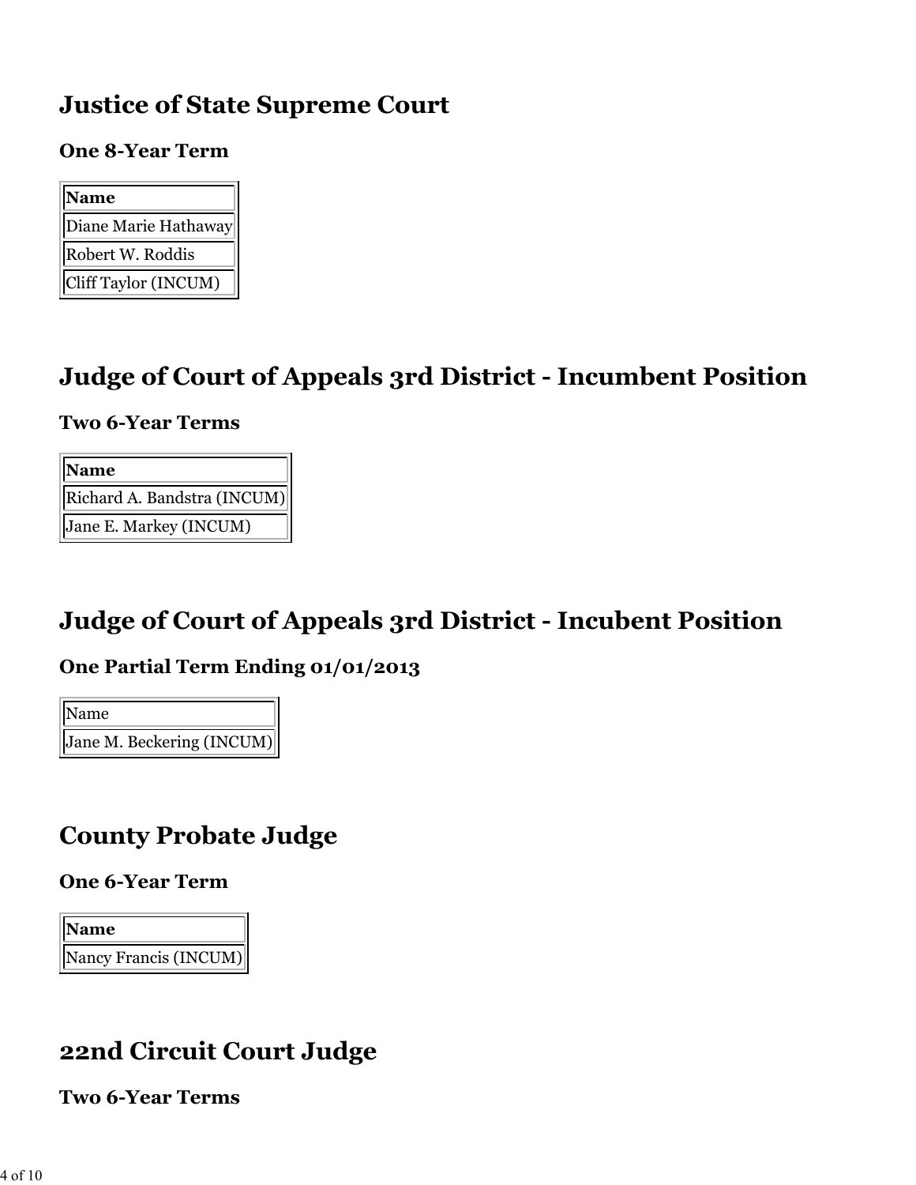## Justice of State Supreme Court

### One 8-Year Term

| Name |
|---|
| Diane Marie Hathaway |
| Robert W. Roddis |
| Cliff Taylor (INCUM) |

## Judge of Court of Appeals 3rd District - Incumbent Position

### Two 6-Year Terms

| Name |
|---|
| Richard A. Bandstra (INCUM) |
| Jane E. Markey (INCUM) |

## Judge of Court of Appeals 3rd District - Incubent Position

### One Partial Term Ending 01/01/2013

| Name |
|---|
| Jane M. Beckering (INCUM) |

## County Probate Judge

### One 6-Year Term

| Name |
|---|
| Nancy Francis (INCUM) |

## 22nd Circuit Court Judge

### Two 6-Year Terms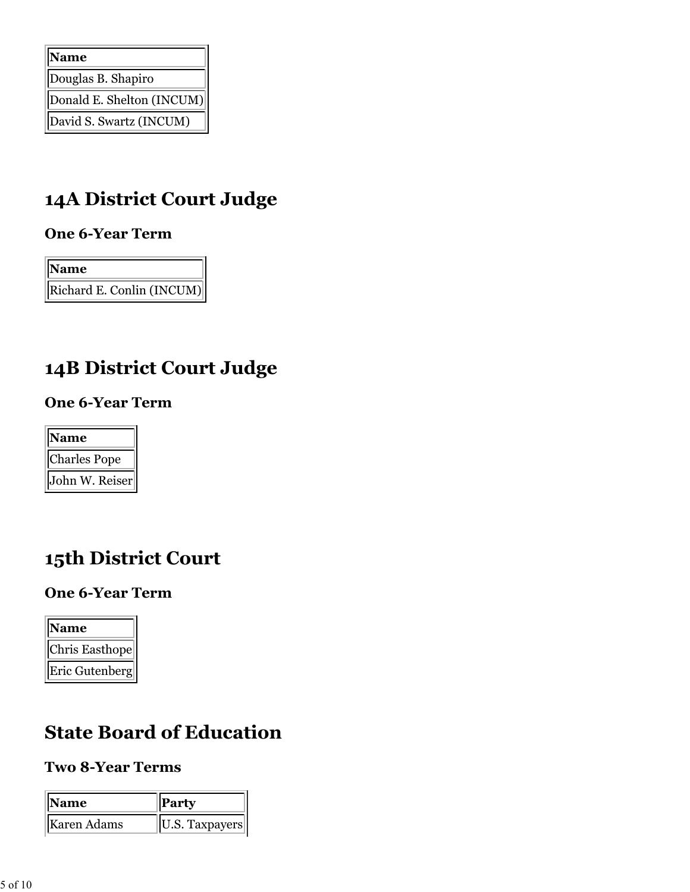| Name |
| --- |
| Douglas B. Shapiro |
| Donald E. Shelton (INCUM) |
| David S. Swartz (INCUM) |

## 14A District Court Judge

### One 6-Year Term

| Name |
| --- |
| Richard E. Conlin (INCUM) |

## 14B District Court Judge

### One 6-Year Term

| Name |
| --- |
| Charles Pope |
| John W. Reiser |

## 15th District Court

### One 6-Year Term

| Name |
| --- |
| Chris Easthope |
| Eric Gutenberg |

## State Board of Education

### Two 8-Year Terms

| Name | Party |
| --- | --- |
| Karen Adams | U.S. Taxpayers |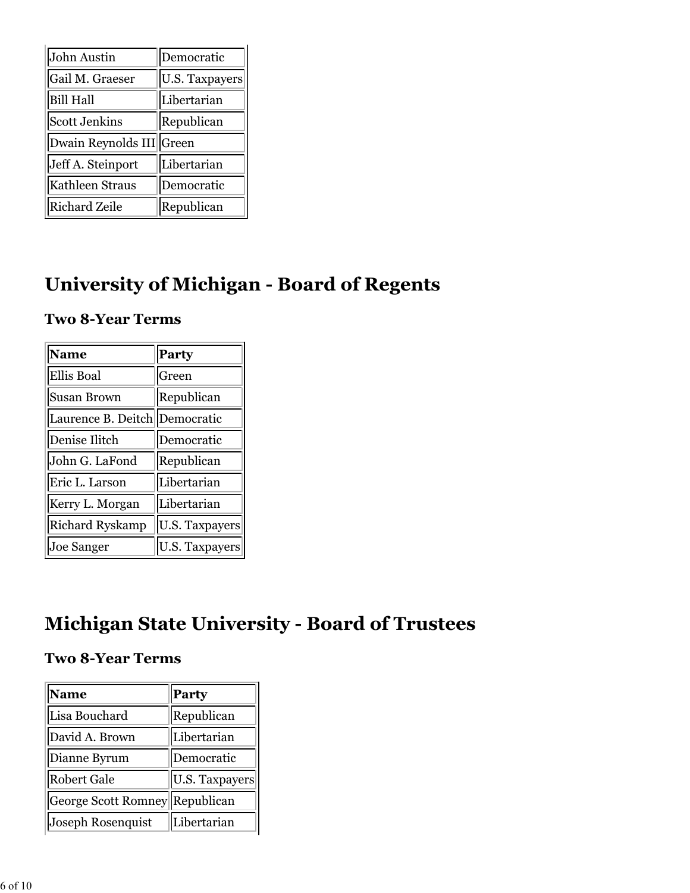| John Austin | Democratic |
|---|---|
| Gail M. Graeser | U.S. Taxpayers |
| Bill Hall | Libertarian |
| Scott Jenkins | Republican |
| Dwain Reynolds III | Green |
| Jeff A. Steinport | Libertarian |
| Kathleen Straus | Democratic |
| Richard Zeile | Republican |

# University of Michigan - Board of Regents

### Two 8-Year Terms

| Name | Party |
|---|---|
| Ellis Boal | Green |
| Susan Brown | Republican |
| Laurence B. Deitch | Democratic |
| Denise Ilitch | Democratic |
| John G. LaFond | Republican |
| Eric L. Larson | Libertarian |
| Kerry L. Morgan | Libertarian |
| Richard Ryskamp | U.S. Taxpayers |
| Joe Sanger | U.S. Taxpayers |

# Michigan State University - Board of Trustees

### Two 8-Year Terms

| Name | Party |
|---|---|
| Lisa Bouchard | Republican |
| David A. Brown | Libertarian |
| Dianne Byrum | Democratic |
| Robert Gale | U.S. Taxpayers |
| George Scott Romney | Republican |
| Joseph Rosenquist | Libertarian |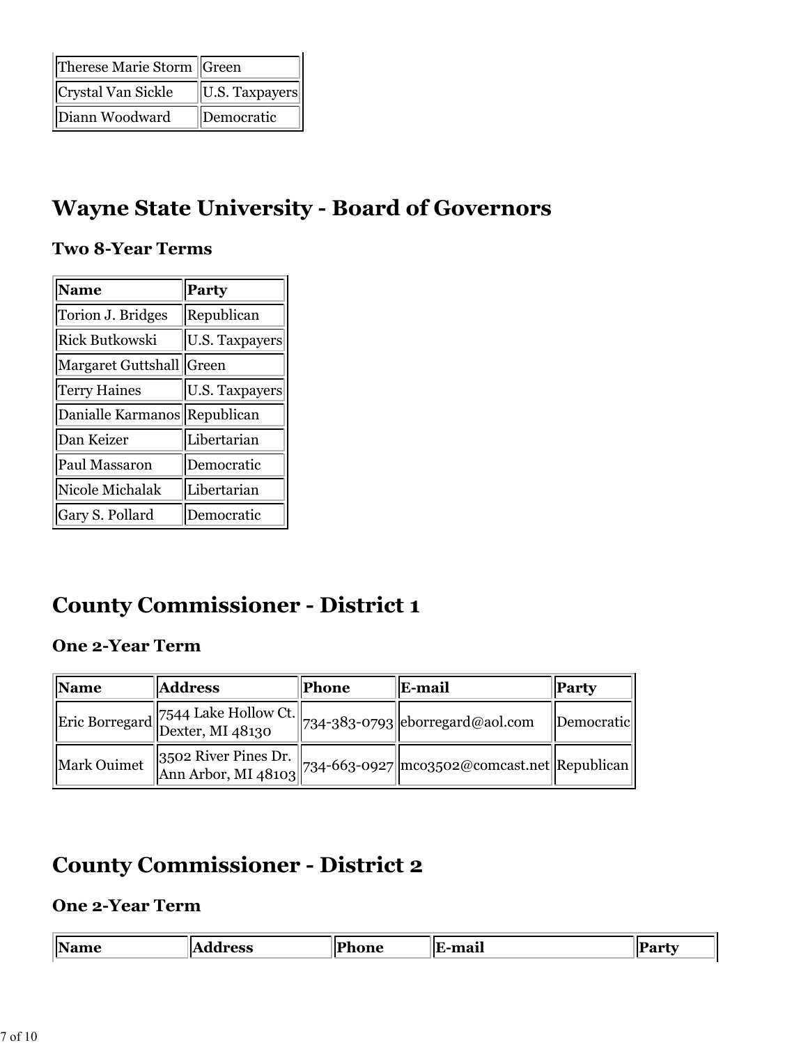| | |
|---|---|
| Therese Marie Storm | Green |
| Crystal Van Sickle | U.S. Taxpayers |
| Diann Woodward | Democratic |

# Wayne State University - Board of Governors

### Two 8-Year Terms

| Name | Party |
|---|---|
| Torion J. Bridges | Republican |
| Rick Butkowski | U.S. Taxpayers |
| Margaret Guttshall | Green |
| Terry Haines | U.S. Taxpayers |
| Danialle Karmanos | Republican |
| Dan Keizer | Libertarian |
| Paul Massaron | Democratic |
| Nicole Michalak | Libertarian |
| Gary S. Pollard | Democratic |

# County Commissioner - District 1

### One 2-Year Term

| Name | Address | Phone | E-mail | Party |
|---|---|---|---|---|
| Eric Borregard | 7544 Lake Hollow Ct. Dexter, MI 48130 | 734-383-0793 | eborregard@aol.com | Democratic |
| Mark Ouimet | 3502 River Pines Dr. Ann Arbor, MI 48103 | 734-663-0927 | mco3502@comcast.net | Republican |

# County Commissioner - District 2

### One 2-Year Term

| Name | Address | Phone | E-mail | Party |
|---|---|---|---|---|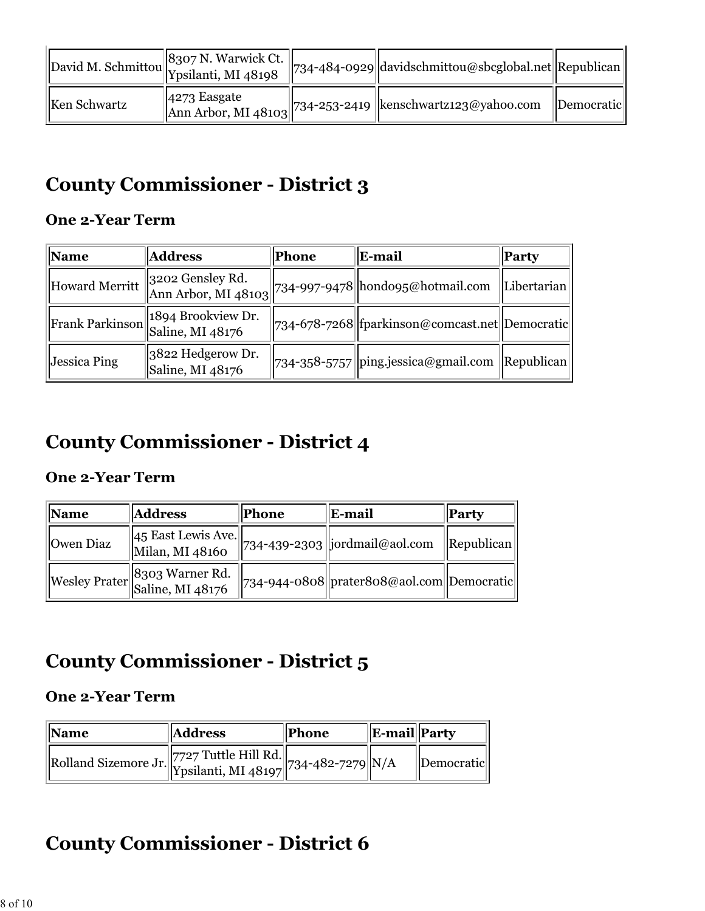| | | | | |
|---|---|---|---|---|
| David M. Schmittou | 8307 N. Warwick Ct. Ypsilanti, MI 48198 | 734-484-0929 | davidschmittou@sbcglobal.net | Republican |
| Ken Schwartz | 4273 Easgate Ann Arbor, MI 48103 | 734-253-2419 | kenschwartz123@yahoo.com | Democratic |

# County Commissioner - District 3

### One 2-Year Term

| Name | Address | Phone | E-mail | Party |
|---|---|---|---|---|
| Howard Merritt | 3202 Gensley Rd. Ann Arbor, MI 48103 | 734-997-9478 | hondo95@hotmail.com | Libertarian |
| Frank Parkinson | 1894 Brookview Dr. Saline, MI 48176 | 734-678-7268 | fparkinson@comcast.net | Democratic |
| Jessica Ping | 3822 Hedgerow Dr. Saline, MI 48176 | 734-358-5757 | ping.jessica@gmail.com | Republican |

# County Commissioner - District 4

### One 2-Year Term

| Name | Address | Phone | E-mail | Party |
|---|---|---|---|---|
| Owen Diaz | 45 East Lewis Ave. Milan, MI 48160 | 734-439-2303 | jordmail@aol.com | Republican |
| Wesley Prater | 8303 Warner Rd. Saline, MI 48176 | 734-944-0808 | prater808@aol.com | Democratic |

# County Commissioner - District 5

### One 2-Year Term

| Name | Address | Phone | E-mail | Party |
|---|---|---|---|---|
| Rolland Sizemore Jr. | 7727 Tuttle Hill Rd. Ypsilanti, MI 48197 | 734-482-7279 | N/A | Democratic |

# County Commissioner - District 6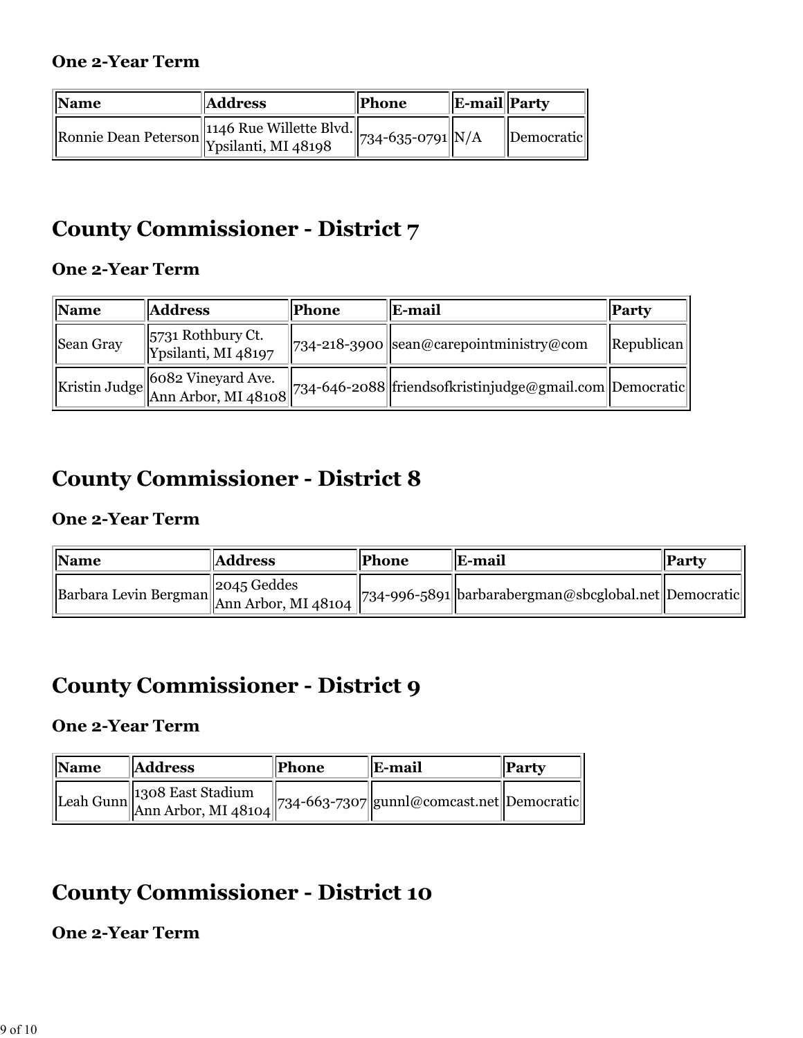### One 2-Year Term

| Name | Address | Phone | E-mail | Party |
| --- | --- | --- | --- | --- |
| Ronnie Dean Peterson | 1146 Rue Willette Blvd. Ypsilanti, MI 48198 | 734-635-0791 | N/A | Democratic |

## County Commissioner - District 7

### One 2-Year Term

| Name | Address | Phone | E-mail | Party |
| --- | --- | --- | --- | --- |
| Sean Gray | 5731 Rothbury Ct. Ypsilanti, MI 48197 | 734-218-3900 | sean@carepointministry@com | Republican |
| Kristin Judge | 6082 Vineyard Ave. Ann Arbor, MI 48108 | 734-646-2088 | friendsofkristinjudge@gmail.com | Democratic |

## County Commissioner - District 8

### One 2-Year Term

| Name | Address | Phone | E-mail | Party |
| --- | --- | --- | --- | --- |
| Barbara Levin Bergman | 2045 Geddes Ann Arbor, MI 48104 | 734-996-5891 | barbarabergman@sbcglobal.net | Democratic |

## County Commissioner - District 9

### One 2-Year Term

| Name | Address | Phone | E-mail | Party |
| --- | --- | --- | --- | --- |
| Leah Gunn | 1308 East Stadium Ann Arbor, MI 48104 | 734-663-7307 | gunnl@comcast.net | Democratic |

## County Commissioner - District 10

### One 2-Year Term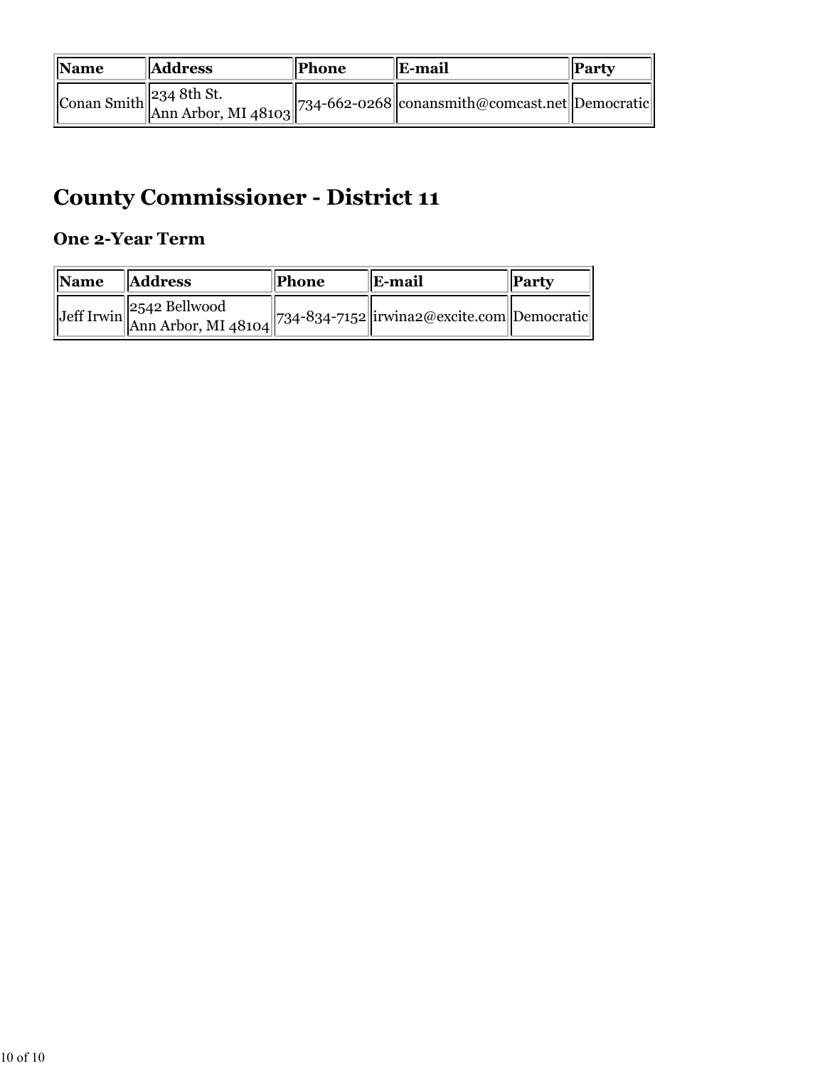| Name | Address | Phone | E-mail | Party |
|---|---|---|---|---|
| Conan Smith | 234 8th St.<br>Ann Arbor, MI 48103 | 734-662-0268 | conansmith@comcast.net | Democratic |

# County Commissioner - District 11

### One 2-Year Term

| Name | Address | Phone | E-mail | Party |
|---|---|---|---|---|
| Jeff Irwin | 2542 Bellwood<br>Ann Arbor, MI 48104 | 734-834-7152 | irwina2@excite.com | Democratic |